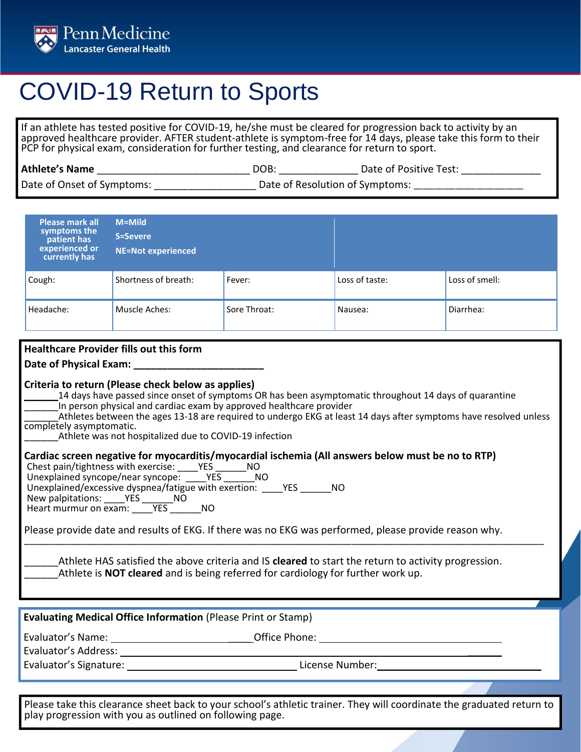Penn Medicine
Lancaster General Health

# COVID-19 Return to Sports

If an athlete has tested positive for COVID-19, he/she must be cleared for progression back to activity by an approved healthcare provider. AFTER student-athlete is symptom-free for 14 days, please take this form to their PCP for physical exam, consideration for further testing, and clearance for return to sport.

**Athlete's Name** ___________________________ DOB: ______________ Date of Positive Test: ______________

Date of Onset of Symptoms: __________________ Date of Resolution of Symptoms: ____________________

| Please mark all symptoms the patient has experienced or currently has | M=Mild<br>S=Severe<br>NE=Not experienced | | | |
|---|---|---|---|---|
| Cough: | Shortness of breath: | Fever: | Loss of taste: | Loss of smell: |
| Headache: | Muscle Aches: | Sore Throat: | Nausea: | Diarrhea: |

**Healthcare Provider fills out this form**

**Date of Physical Exam:** ________________________

**Criteria to return (Please check below as applies)**

______14 days have passed since onset of symptoms OR has been asymptomatic throughout 14 days of quarantine
______In person physical and cardiac exam by approved healthcare provider
______Athletes between the ages 13-18 are required to undergo EKG at least 14 days after symptoms have resolved unless completely asymptomatic.
______Athlete was not hospitalized due to COVID-19 infection

**Cardiac screen negative for myocarditis/myocardial ischemia (All answers below must be no to RTP)**

Chest pain/tightness with exercise: ____YES ______NO
Unexplained syncope/near syncope: ____YES ______NO
Unexplained/excessive dyspnea/fatigue with exertion: ____YES ______NO
New palpitations: ____YES ______NO
Heart murmur on exam: ____YES ______NO

Please provide date and results of EKG. If there was no EKG was performed, please provide reason why.
______________________________________________________________________________________________

______Athlete HAS satisfied the above criteria and IS **cleared** to start the return to activity progression.
______Athlete is **NOT cleared** and is being referred for cardiology for further work up.

**Evaluating Medical Office Information** (Please Print or Stamp)

Evaluator's Name: ___________________________ Office Phone: _____________________________

Evaluator's Address: ________________________________________________________________

Evaluator's Signature: _____________________________ License Number: _____________________________

Please take this clearance sheet back to your school's athletic trainer. They will coordinate the graduated return to play progression with you as outlined on following page.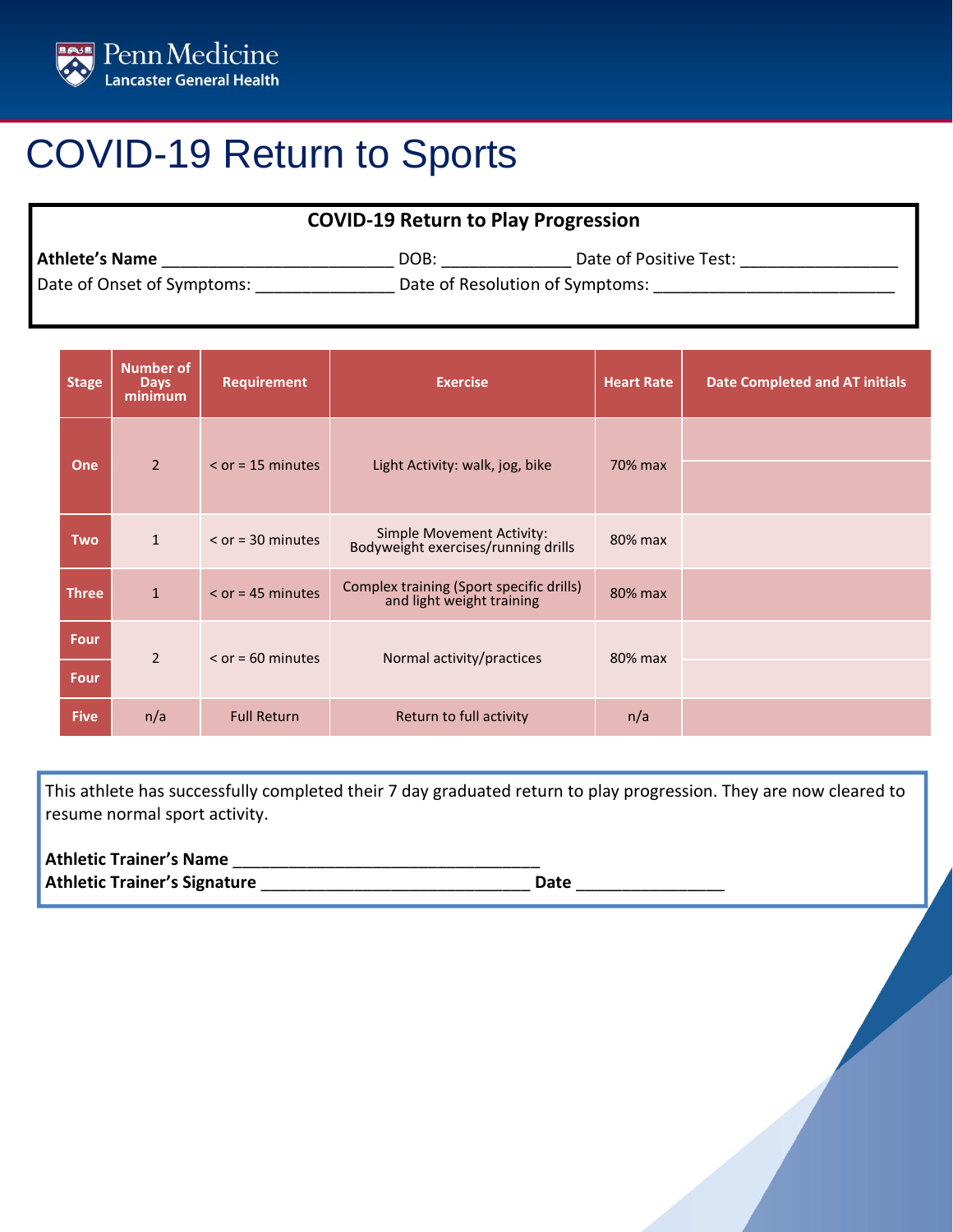# COVID-19 Return to Sports

**COVID-19 Return to Play Progression**

**Athlete's Name** ________________________ DOB: _____________ Date of Positive Test: ________________

Date of Onset of Symptoms: ______________ Date of Resolution of Symptoms: _________________________

| Stage | Number of Days minimum | Requirement | Exercise | Heart Rate | Date Completed and AT initials |
|---|---|---|---|---|---|
| One | 2 | < or = 15 minutes | Light Activity: walk, jog, bike | 70% max | |
| | | | | | |
| Two | 1 | < or = 30 minutes | Simple Movement Activity: Bodyweight exercises/running drills | 80% max | |
| Three | 1 | < or = 45 minutes | Complex training (Sport specific drills) and light weight training | 80% max | |
| Four | 2 | < or = 60 minutes | Normal activity/practices | 80% max | |
| Four | | | | | |
| Five | n/a | Full Return | Return to full activity | n/a | |

This athlete has successfully completed their 7 day graduated return to play progression. They are now cleared to resume normal sport activity.

**Athletic Trainer's Name** _________________________________

**Athletic Trainer's Signature** _____________________________ **Date** ________________